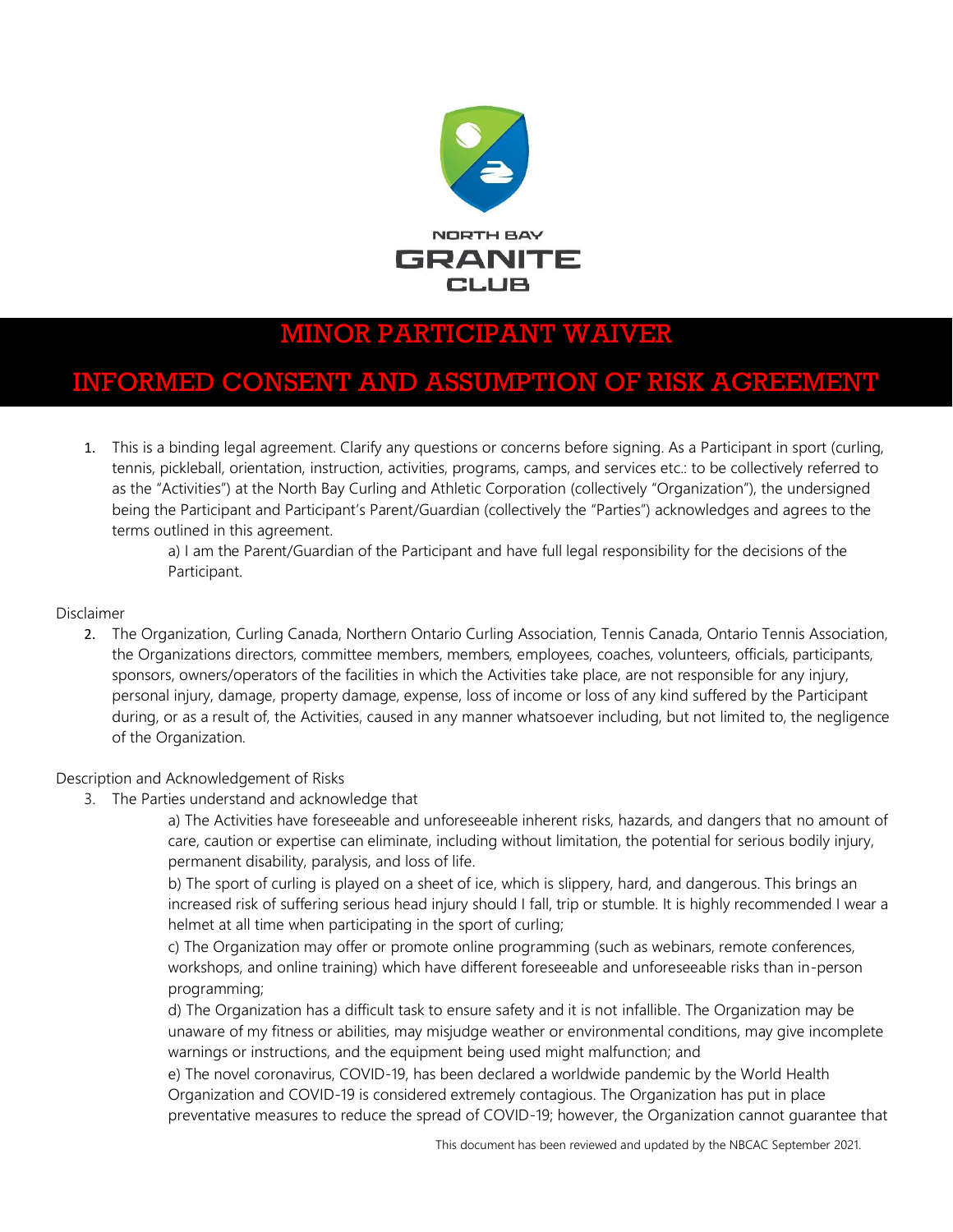NORTH BAY
GRANITE
CLUB

# MINOR PARTICIPANT WAIVER

# INFORMED CONSENT AND ASSUMPTION OF RISK AGREEMENT

1. This is a binding legal agreement. Clarify any questions or concerns before signing. As a Participant in sport (curling, tennis, pickleball, orientation, instruction, activities, programs, camps, and services etc.: to be collectively referred to as the "Activities") at the North Bay Curling and Athletic Corporation (collectively "Organization"), the undersigned being the Participant and Participant's Parent/Guardian (collectively the "Parties") acknowledges and agrees to the terms outlined in this agreement.

   a) I am the Parent/Guardian of the Participant and have full legal responsibility for the decisions of the Participant.

Disclaimer

2. The Organization, Curling Canada, Northern Ontario Curling Association, Tennis Canada, Ontario Tennis Association, the Organizations directors, committee members, members, employees, coaches, volunteers, officials, participants, sponsors, owners/operators of the facilities in which the Activities take place, are not responsible for any injury, personal injury, damage, property damage, expense, loss of income or loss of any kind suffered by the Participant during, or as a result of, the Activities, caused in any manner whatsoever including, but not limited to, the negligence of the Organization.

Description and Acknowledgement of Risks

3. The Parties understand and acknowledge that

   a) The Activities have foreseeable and unforeseeable inherent risks, hazards, and dangers that no amount of care, caution or expertise can eliminate, including without limitation, the potential for serious bodily injury, permanent disability, paralysis, and loss of life.

   b) The sport of curling is played on a sheet of ice, which is slippery, hard, and dangerous. This brings an increased risk of suffering serious head injury should I fall, trip or stumble. It is highly recommended I wear a helmet at all time when participating in the sport of curling;

   c) The Organization may offer or promote online programming (such as webinars, remote conferences, workshops, and online training) which have different foreseeable and unforeseeable risks than in-person programming;

   d) The Organization has a difficult task to ensure safety and it is not infallible. The Organization may be unaware of my fitness or abilities, may misjudge weather or environmental conditions, may give incomplete warnings or instructions, and the equipment being used might malfunction; and

   e) The novel coronavirus, COVID-19, has been declared a worldwide pandemic by the World Health Organization and COVID-19 is considered extremely contagious. The Organization has put in place preventative measures to reduce the spread of COVID-19; however, the Organization cannot guarantee that

This document has been reviewed and updated by the NBCAC September 2021.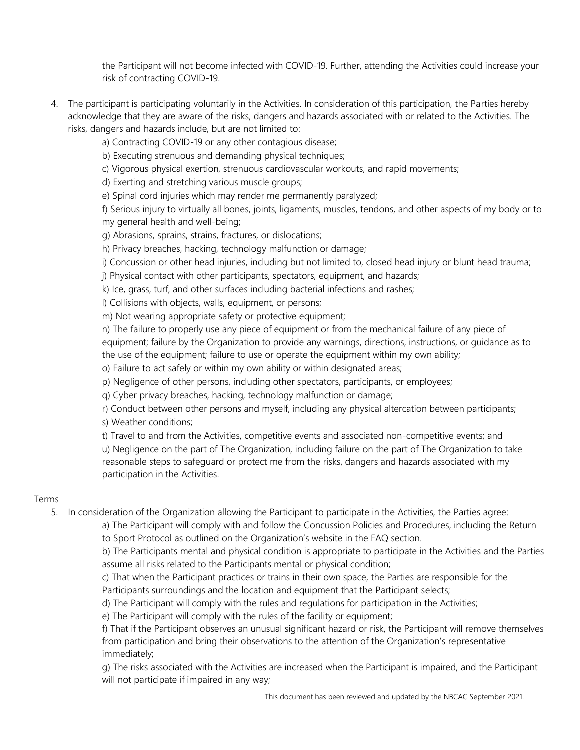the Participant will not become infected with COVID-19. Further, attending the Activities could increase your risk of contracting COVID-19.

4. The participant is participating voluntarily in the Activities. In consideration of this participation, the Parties hereby acknowledge that they are aware of the risks, dangers and hazards associated with or related to the Activities. The risks, dangers and hazards include, but are not limited to:

   a) Contracting COVID-19 or any other contagious disease;

   b) Executing strenuous and demanding physical techniques;

   c) Vigorous physical exertion, strenuous cardiovascular workouts, and rapid movements;

   d) Exerting and stretching various muscle groups;

   e) Spinal cord injuries which may render me permanently paralyzed;

   f) Serious injury to virtually all bones, joints, ligaments, muscles, tendons, and other aspects of my body or to my general health and well-being;

   g) Abrasions, sprains, strains, fractures, or dislocations;

   h) Privacy breaches, hacking, technology malfunction or damage;

   i) Concussion or other head injuries, including but not limited to, closed head injury or blunt head trauma;

   j) Physical contact with other participants, spectators, equipment, and hazards;

   k) Ice, grass, turf, and other surfaces including bacterial infections and rashes;

   l) Collisions with objects, walls, equipment, or persons;

   m) Not wearing appropriate safety or protective equipment;

   n) The failure to properly use any piece of equipment or from the mechanical failure of any piece of equipment; failure by the Organization to provide any warnings, directions, instructions, or guidance as to the use of the equipment; failure to use or operate the equipment within my own ability;

   o) Failure to act safely or within my own ability or within designated areas;

   p) Negligence of other persons, including other spectators, participants, or employees;

   q) Cyber privacy breaches, hacking, technology malfunction or damage;

   r) Conduct between other persons and myself, including any physical altercation between participants;

   s) Weather conditions;

   t) Travel to and from the Activities, competitive events and associated non-competitive events; and

   u) Negligence on the part of The Organization, including failure on the part of The Organization to take reasonable steps to safeguard or protect me from the risks, dangers and hazards associated with my participation in the Activities.

Terms

5. In consideration of the Organization allowing the Participant to participate in the Activities, the Parties agree:

   a) The Participant will comply with and follow the Concussion Policies and Procedures, including the Return to Sport Protocol as outlined on the Organization's website in the FAQ section.

   b) The Participants mental and physical condition is appropriate to participate in the Activities and the Parties assume all risks related to the Participants mental or physical condition;

   c) That when the Participant practices or trains in their own space, the Parties are responsible for the Participants surroundings and the location and equipment that the Participant selects;

   d) The Participant will comply with the rules and regulations for participation in the Activities;

   e) The Participant will comply with the rules of the facility or equipment;

   f) That if the Participant observes an unusual significant hazard or risk, the Participant will remove themselves from participation and bring their observations to the attention of the Organization's representative immediately;

   g) The risks associated with the Activities are increased when the Participant is impaired, and the Participant will not participate if impaired in any way;

This document has been reviewed and updated by the NBCAC September 2021.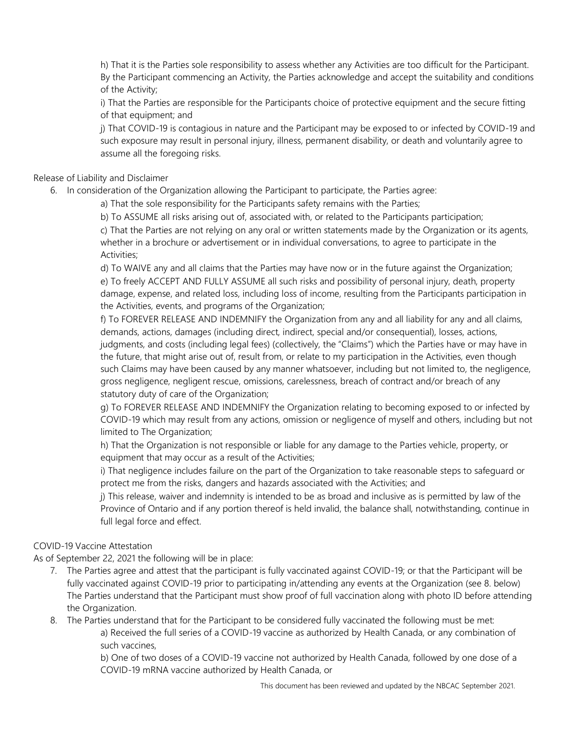h) That it is the Parties sole responsibility to assess whether any Activities are too difficult for the Participant. By the Participant commencing an Activity, the Parties acknowledge and accept the suitability and conditions of the Activity;

i) That the Parties are responsible for the Participants choice of protective equipment and the secure fitting of that equipment; and

j) That COVID-19 is contagious in nature and the Participant may be exposed to or infected by COVID-19 and such exposure may result in personal injury, illness, permanent disability, or death and voluntarily agree to assume all the foregoing risks.

Release of Liability and Disclaimer

6. In consideration of the Organization allowing the Participant to participate, the Parties agree:

   a) That the sole responsibility for the Participants safety remains with the Parties;

   b) To ASSUME all risks arising out of, associated with, or related to the Participants participation;

   c) That the Parties are not relying on any oral or written statements made by the Organization or its agents, whether in a brochure or advertisement or in individual conversations, to agree to participate in the Activities;

   d) To WAIVE any and all claims that the Parties may have now or in the future against the Organization;

   e) To freely ACCEPT AND FULLY ASSUME all such risks and possibility of personal injury, death, property damage, expense, and related loss, including loss of income, resulting from the Participants participation in the Activities, events, and programs of the Organization;

   f) To FOREVER RELEASE AND INDEMNIFY the Organization from any and all liability for any and all claims, demands, actions, damages (including direct, indirect, special and/or consequential), losses, actions, judgments, and costs (including legal fees) (collectively, the "Claims") which the Parties have or may have in the future, that might arise out of, result from, or relate to my participation in the Activities, even though such Claims may have been caused by any manner whatsoever, including but not limited to, the negligence, gross negligence, negligent rescue, omissions, carelessness, breach of contract and/or breach of any statutory duty of care of the Organization;

   g) To FOREVER RELEASE AND INDEMNIFY the Organization relating to becoming exposed to or infected by COVID-19 which may result from any actions, omission or negligence of myself and others, including but not limited to The Organization;

   h) That the Organization is not responsible or liable for any damage to the Parties vehicle, property, or equipment that may occur as a result of the Activities;

   i) That negligence includes failure on the part of the Organization to take reasonable steps to safeguard or protect me from the risks, dangers and hazards associated with the Activities; and

   j) This release, waiver and indemnity is intended to be as broad and inclusive as is permitted by law of the Province of Ontario and if any portion thereof is held invalid, the balance shall, notwithstanding, continue in full legal force and effect.

COVID-19 Vaccine Attestation

As of September 22, 2021 the following will be in place:

7. The Parties agree and attest that the participant is fully vaccinated against COVID-19; or that the Participant will be fully vaccinated against COVID-19 prior to participating in/attending any events at the Organization (see 8. below) The Parties understand that the Participant must show proof of full vaccination along with photo ID before attending the Organization.
8. The Parties understand that for the Participant to be considered fully vaccinated the following must be met:

   a) Received the full series of a COVID-19 vaccine as authorized by Health Canada, or any combination of such vaccines,

   b) One of two doses of a COVID-19 vaccine not authorized by Health Canada, followed by one dose of a COVID-19 mRNA vaccine authorized by Health Canada, or

This document has been reviewed and updated by the NBCAC September 2021.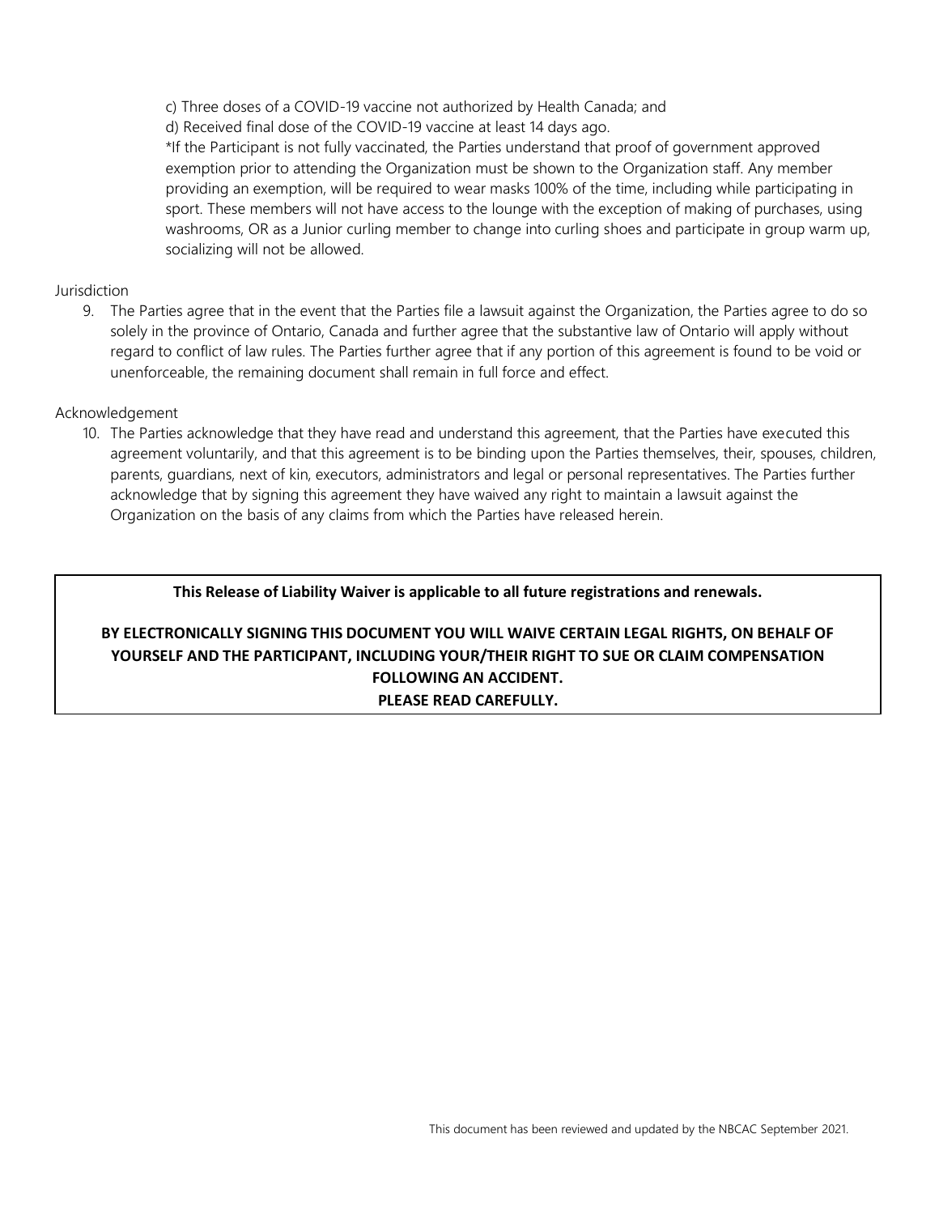c) Three doses of a COVID-19 vaccine not authorized by Health Canada; and

d) Received final dose of the COVID-19 vaccine at least 14 days ago.

*If the Participant is not fully vaccinated, the Parties understand that proof of government approved exemption prior to attending the Organization must be shown to the Organization staff. Any member providing an exemption, will be required to wear masks 100% of the time, including while participating in sport. These members will not have access to the lounge with the exception of making of purchases, using washrooms, OR as a Junior curling member to change into curling shoes and participate in group warm up, socializing will not be allowed.

Jurisdiction

9. The Parties agree that in the event that the Parties file a lawsuit against the Organization, the Parties agree to do so solely in the province of Ontario, Canada and further agree that the substantive law of Ontario will apply without regard to conflict of law rules. The Parties further agree that if any portion of this agreement is found to be void or unenforceable, the remaining document shall remain in full force and effect.

Acknowledgement

10. The Parties acknowledge that they have read and understand this agreement, that the Parties have executed this agreement voluntarily, and that this agreement is to be binding upon the Parties themselves, their, spouses, children, parents, guardians, next of kin, executors, administrators and legal or personal representatives. The Parties further acknowledge that by signing this agreement they have waived any right to maintain a lawsuit against the Organization on the basis of any claims from which the Parties have released herein.

**This Release of Liability Waiver is applicable to all future registrations and renewals.**

**BY ELECTRONICALLY SIGNING THIS DOCUMENT YOU WILL WAIVE CERTAIN LEGAL RIGHTS, ON BEHALF OF YOURSELF AND THE PARTICIPANT, INCLUDING YOUR/THEIR RIGHT TO SUE OR CLAIM COMPENSATION FOLLOWING AN ACCIDENT.**
**PLEASE READ CAREFULLY.**

This document has been reviewed and updated by the NBCAC September 2021.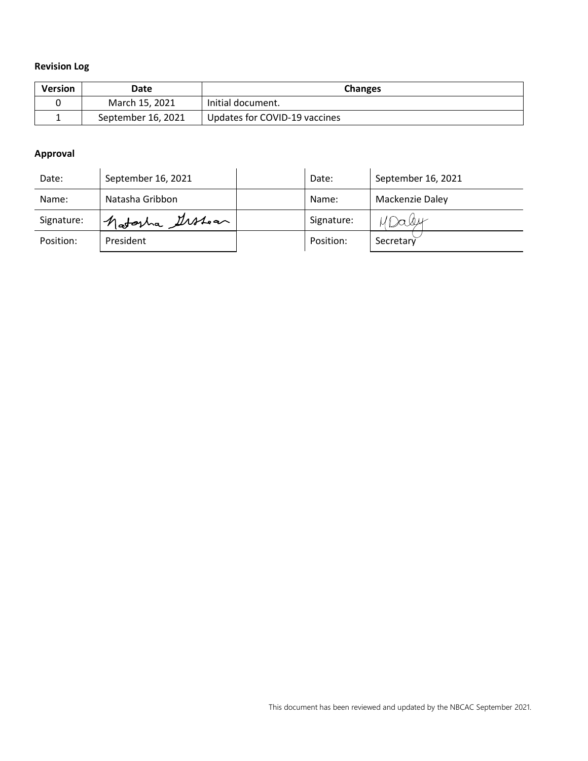**Revision Log**

| Version | Date | Changes |
|---|---|---|
| 0 | March 15, 2021 | Initial document. |
| 1 | September 16, 2021 | Updates for COVID-19 vaccines |

**Approval**

| | | | | |
|---|---|---|---|---|
| Date: | September 16, 2021 | | Date: | September 16, 2021 |
| Name: | Natasha Gribbon | | Name: | Mackenzie Daley |
| Signature: | Natasha Gribbon | | Signature: | MDaley |
| Position: | President | | Position: | Secretary |

This document has been reviewed and updated by the NBCAC September 2021.